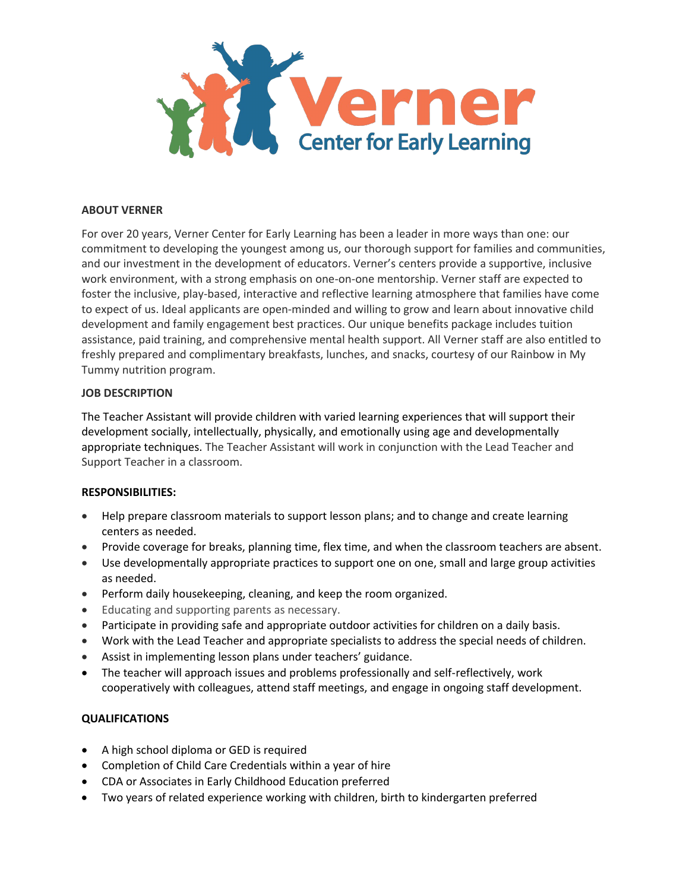# Verner Center for Early Learning

## ABOUT VERNER

For over 20 years, Verner Center for Early Learning has been a leader in more ways than one: our commitment to developing the youngest among us, our thorough support for families and communities, and our investment in the development of educators. Verner's centers provide a supportive, inclusive work environment, with a strong emphasis on one-on-one mentorship. Verner staff are expected to foster the inclusive, play-based, interactive and reflective learning atmosphere that families have come to expect of us. Ideal applicants are open-minded and willing to grow and learn about innovative child development and family engagement best practices. Our unique benefits package includes tuition assistance, paid training, and comprehensive mental health support. All Verner staff are also entitled to freshly prepared and complimentary breakfasts, lunches, and snacks, courtesy of our Rainbow in My Tummy nutrition program.

## JOB DESCRIPTION

The Teacher Assistant will provide children with varied learning experiences that will support their development socially, intellectually, physically, and emotionally using age and developmentally appropriate techniques. The Teacher Assistant will work in conjunction with the Lead Teacher and Support Teacher in a classroom.

## RESPONSIBILITIES:

- Help prepare classroom materials to support lesson plans; and to change and create learning centers as needed.
- Provide coverage for breaks, planning time, flex time, and when the classroom teachers are absent.
- Use developmentally appropriate practices to support one on one, small and large group activities as needed.
- Perform daily housekeeping, cleaning, and keep the room organized.
- Educating and supporting parents as necessary.
- Participate in providing safe and appropriate outdoor activities for children on a daily basis.
- Work with the Lead Teacher and appropriate specialists to address the special needs of children.
- Assist in implementing lesson plans under teachers' guidance.
- The teacher will approach issues and problems professionally and self-reflectively, work cooperatively with colleagues, attend staff meetings, and engage in ongoing staff development.

## QUALIFICATIONS

- A high school diploma or GED is required
- Completion of Child Care Credentials within a year of hire
- CDA or Associates in Early Childhood Education preferred
- Two years of related experience working with children, birth to kindergarten preferred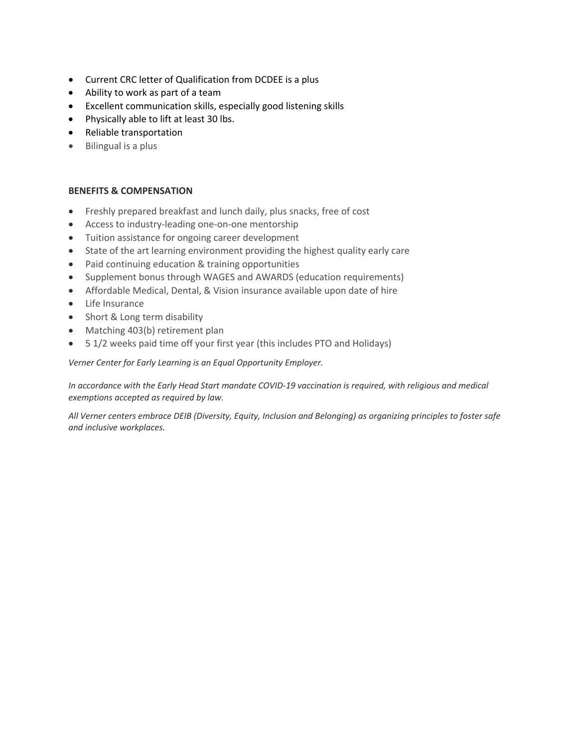- Current CRC letter of Qualification from DCDEE is a plus
- Ability to work as part of a team
- Excellent communication skills, especially good listening skills
- Physically able to lift at least 30 lbs.
- Reliable transportation
- Bilingual is a plus

**BENEFITS & COMPENSATION**

- Freshly prepared breakfast and lunch daily, plus snacks, free of cost
- Access to industry-leading one-on-one mentorship
- Tuition assistance for ongoing career development
- State of the art learning environment providing the highest quality early care
- Paid continuing education & training opportunities
- Supplement bonus through WAGES and AWARDS (education requirements)
- Affordable Medical, Dental, & Vision insurance available upon date of hire
- Life Insurance
- Short & Long term disability
- Matching 403(b) retirement plan
- 5 1/2 weeks paid time off your first year (this includes PTO and Holidays)

*Verner Center for Early Learning is an Equal Opportunity Employer.*

*In accordance with the Early Head Start mandate COVID-19 vaccination is required, with religious and medical exemptions accepted as required by law.*

*All Verner centers embrace DEIB (Diversity, Equity, Inclusion and Belonging) as organizing principles to foster safe and inclusive workplaces.*